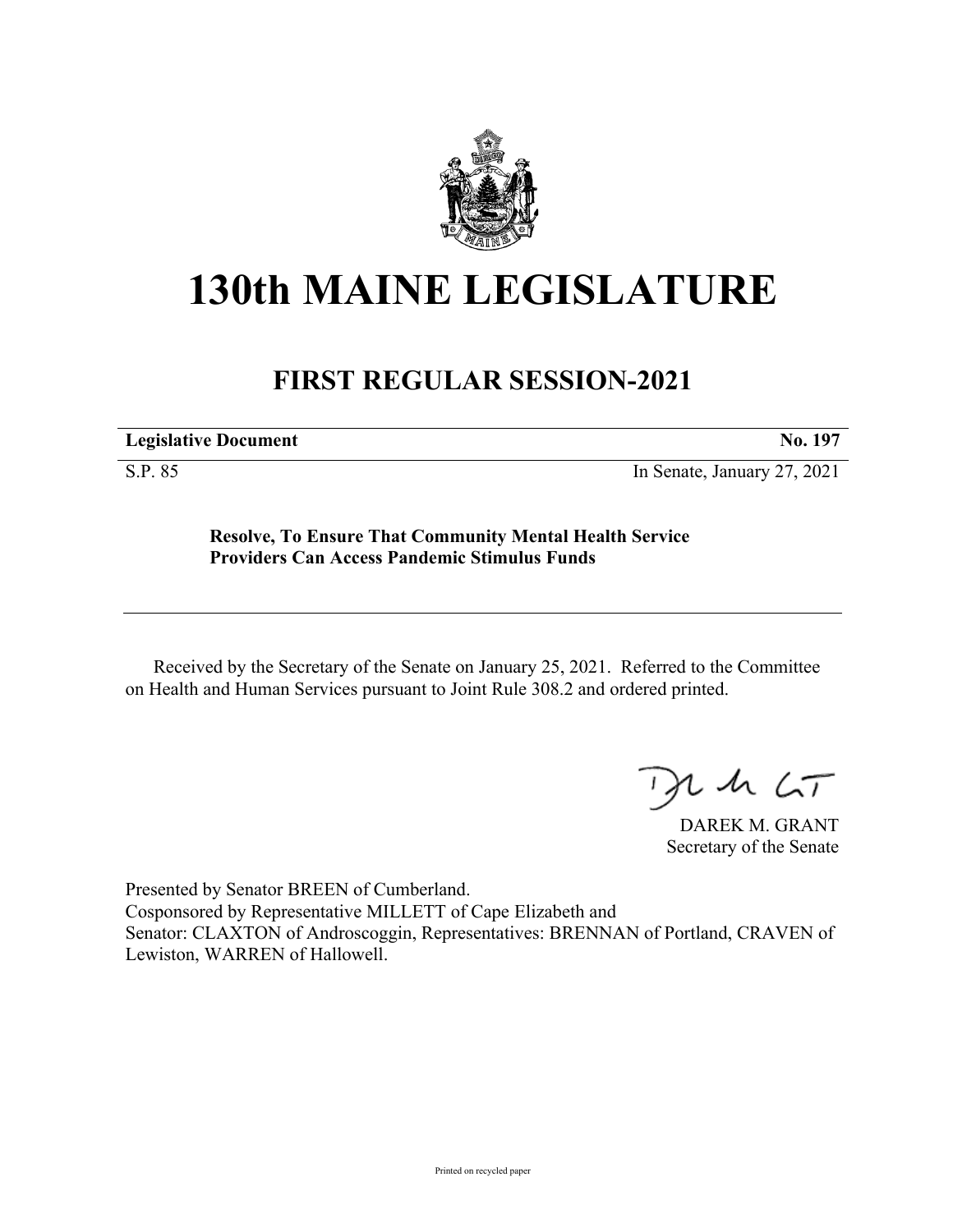# 130th MAINE LEGISLATURE

## FIRST REGULAR SESSION-2021

| **Legislative Document** | **No. 197** |
|---|---|
| S.P. 85 | In Senate, January 27, 2021 |

**Resolve, To Ensure That Community Mental Health Service Providers Can Access Pandemic Stimulus Funds**

Received by the Secretary of the Senate on January 25, 2021. Referred to the Committee on Health and Human Services pursuant to Joint Rule 308.2 and ordered printed.

DAREK M. GRANT
Secretary of the Senate

Presented by Senator BREEN of Cumberland.
Cosponsored by Representative MILLETT of Cape Elizabeth and
Senator: CLAXTON of Androscoggin, Representatives: BRENNAN of Portland, CRAVEN of Lewiston, WARREN of Hallowell.

Printed on recycled paper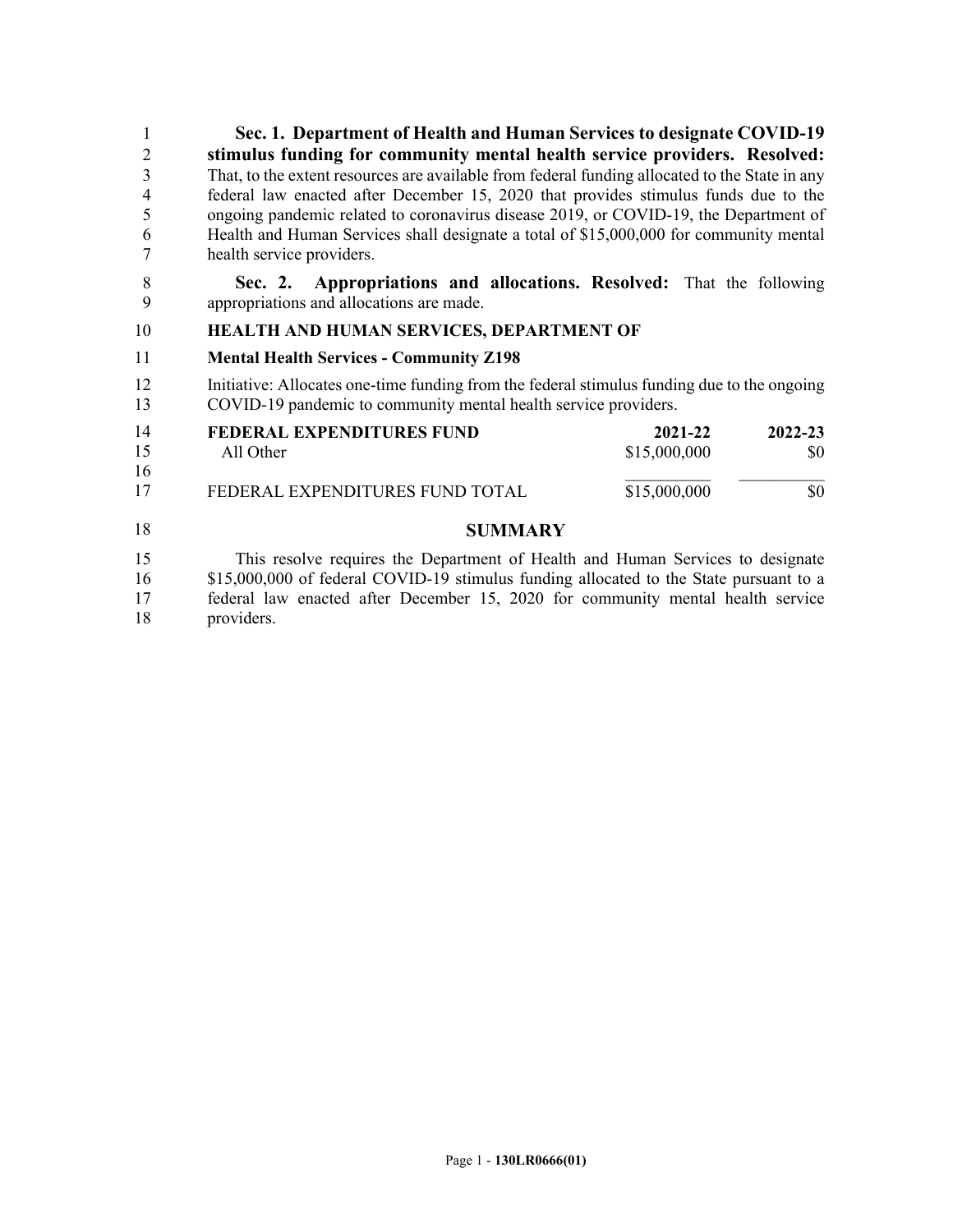**Sec. 1. Department of Health and Human Services to designate COVID-19 stimulus funding for community mental health service providers. Resolved:** That, to the extent resources are available from federal funding allocated to the State in any federal law enacted after December 15, 2020 that provides stimulus funds due to the ongoing pandemic related to coronavirus disease 2019, or COVID-19, the Department of Health and Human Services shall designate a total of $15,000,000 for community mental health service providers.

**Sec. 2. Appropriations and allocations. Resolved:** That the following appropriations and allocations are made.

**HEALTH AND HUMAN SERVICES, DEPARTMENT OF**

**Mental Health Services - Community Z198**

Initiative: Allocates one-time funding from the federal stimulus funding due to the ongoing COVID-19 pandemic to community mental health service providers.

| FEDERAL EXPENDITURES FUND | 2021-22 | 2022-23 |
|---|---|---|
| All Other | $15,000,000 | $0 |
| FEDERAL EXPENDITURES FUND TOTAL | $15,000,000 | $0 |

## SUMMARY

This resolve requires the Department of Health and Human Services to designate $15,000,000 of federal COVID-19 stimulus funding allocated to the State pursuant to a federal law enacted after December 15, 2020 for community mental health service providers.